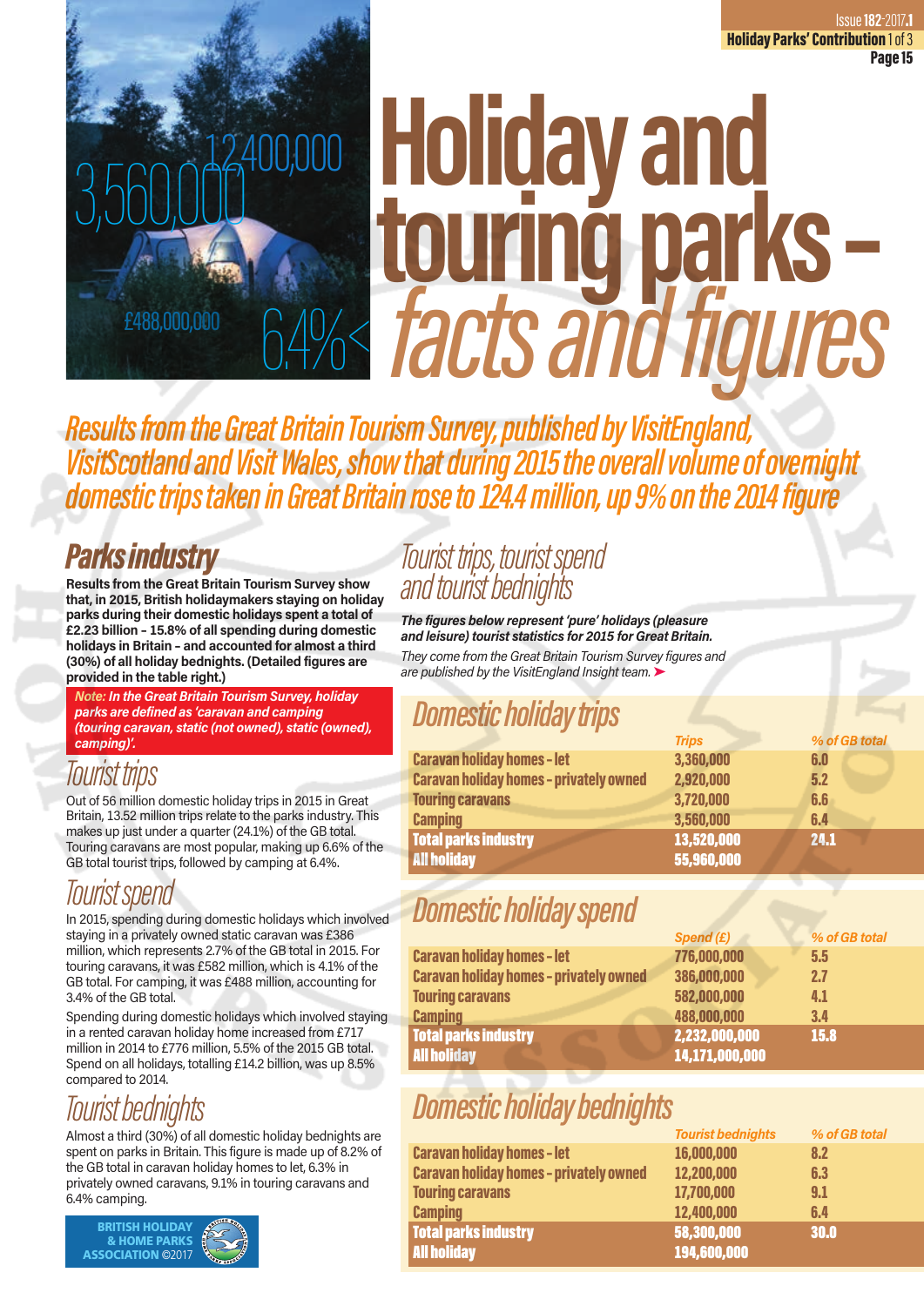# Holiday and touring parks – *facts and figures*

*Results from the Great Britain Tourism Survey, published by VisitEngland, VisitScotland and Visit Wales, show that during 2015 the overall volume of overnight domestic trips taken in Great Britain rose to 124.4 million, up 9% on the 2014 figure*

## Parks industry

**Results from the Great Britain Tourism Survey show that, in 2015, British holidaymakers staying on holiday parks during their domestic holidays spent a total of £2.23 billion – 15.8% of all spending during domestic holidays in Britain – and accounted for almost a third (30%) of all holiday bednights. (Detailed figures are provided in the table right.)**

***Note:** In the Great Britain Tourism Survey, holiday parks are defined as 'caravan and camping (touring caravan, static (not owned), static (owned), camping)'.*

### Tourist trips

Out of 56 million domestic holiday trips in 2015 in Great Britain, 13.52 million trips relate to the parks industry. This makes up just under a quarter (24.1%) of the GB total. Touring caravans are most popular, making up 6.6% of the GB total tourist trips, followed by camping at 6.4%.

### Tourist spend

In 2015, spending during domestic holidays which involved staying in a privately owned static caravan was £386 million, which represents 2.7% of the GB total in 2015. For touring caravans, it was £582 million, which is 4.1% of the GB total. For camping, it was £488 million, accounting for 3.4% of the GB total.

Spending during domestic holidays which involved staying in a rented caravan holiday home increased from £717 million in 2014 to £776 million, 5.5% of the 2015 GB total. Spend on all holidays, totalling £14.2 billion, was up 8.5% compared to 2014.

### Tourist bednights

Almost a third (30%) of all domestic holiday bednights are spent on parks in Britain. This figure is made up of 8.2% of the GB total in caravan holiday homes to let, 6.3% in privately owned caravans, 9.1% in touring caravans and 6.4% camping.

## Tourist trips, tourist spend and tourist bednights

***The figures below represent 'pure' holidays (pleasure and leisure) tourist statistics for 2015 for Great Britain.***

*They come from the Great Britain Tourism Survey figures and are published by the VisitEngland Insight team.*

### Domestic holiday trips

| | Trips | % of GB total |
|---|---|---|
| Caravan holiday homes - let | 3,360,000 | 6.0 |
| Caravan holiday homes - privately owned | 2,920,000 | 5.2 |
| Touring caravans | 3,720,000 | 6.6 |
| Camping | 3,560,000 | 6.4 |
| **Total parks industry** | **13,520,000** | **24.1** |
| **All holiday** | **55,960,000** | |

### Domestic holiday spend

| | Spend (£) | % of GB total |
|---|---|---|
| Caravan holiday homes - let | 776,000,000 | 5.5 |
| Caravan holiday homes - privately owned | 386,000,000 | 2.7 |
| Touring caravans | 582,000,000 | 4.1 |
| Camping | 488,000,000 | 3.4 |
| **Total parks industry** | **2,232,000,000** | **15.8** |
| **All holiday** | **14,171,000,000** | |

### Domestic holiday bednights

| | Tourist bednights | % of GB total |
|---|---|---|
| Caravan holiday homes - let | 16,000,000 | 8.2 |
| Caravan holiday homes - privately owned | 12,200,000 | 6.3 |
| Touring caravans | 17,700,000 | 9.1 |
| Camping | 12,400,000 | 6.4 |
| **Total parks industry** | **58,300,000** | **30.0** |
| **All holiday** | **194,600,000** | |

BRITISH HOLIDAY & HOME PARKS ASSOCIATION ©2017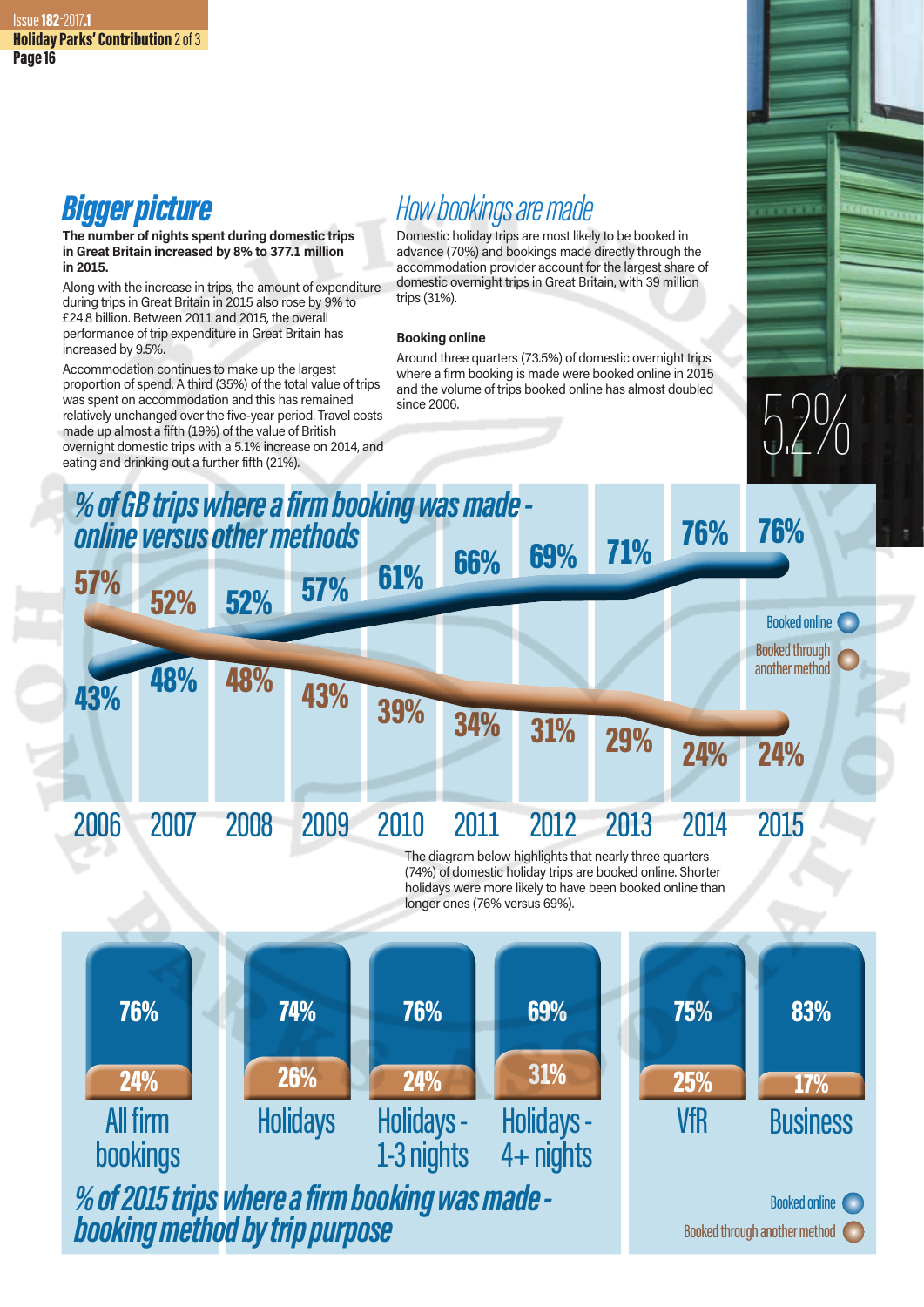## Bigger picture

**The number of nights spent during domestic trips in Great Britain increased by 8% to 377.1 million in 2015.**

Along with the increase in trips, the amount of expenditure during trips in Great Britain in 2015 also rose by 9% to £24.8 billion. Between 2011 and 2015, the overall performance of trip expenditure in Great Britain has increased by 9.5%.

Accommodation continues to make up the largest proportion of spend. A third (35%) of the total value of trips was spent on accommodation and this has remained relatively unchanged over the five-year period. Travel costs made up almost a fifth (19%) of the value of British overnight domestic trips with a 5.1% increase on 2014, and eating and drinking out a further fifth (21%).

## How bookings are made

Domestic holiday trips are most likely to be booked in advance (70%) and bookings made directly through the accommodation provider account for the largest share of domestic overnight trips in Great Britain, with 39 million trips (31%).

### Booking online

Around three quarters (73.5%) of domestic overnight trips where a firm booking is made were booked online in 2015 and the volume of trips booked online has almost doubled since 2006.

5.2%

### % of GB trips where a firm booking was made - online versus other methods

| Year | Booked online | Booked through another method |
|---|---|---|
| 2006 | 43% | 57% |
| 2007 | 48% | 52% |
| 2008 | 48% | 52% |
| 2009 | 57% | 43% |
| 2010 | 61% | 39% |
| 2011 | 66% | 34% |
| 2012 | 69% | 31% |
| 2013 | 71% | 29% |
| 2014 | 76% | 24% |
| 2015 | 76% | 24% |

The diagram below highlights that nearly three quarters (74%) of domestic holiday trips are booked online. Shorter holidays were more likely to have been booked online than longer ones (76% versus 69%).

### % of 2015 trips where a firm booking was made - booking method by trip purpose

| Trip purpose | Booked online | Booked through another method |
|---|---|---|
| All firm bookings | 76% | 24% |
| Holidays | 74% | 26% |
| Holidays - 1-3 nights | 76% | 24% |
| Holidays - 4+ nights | 69% | 31% |
| VfR | 75% | 25% |
| Business | 83% | 17% |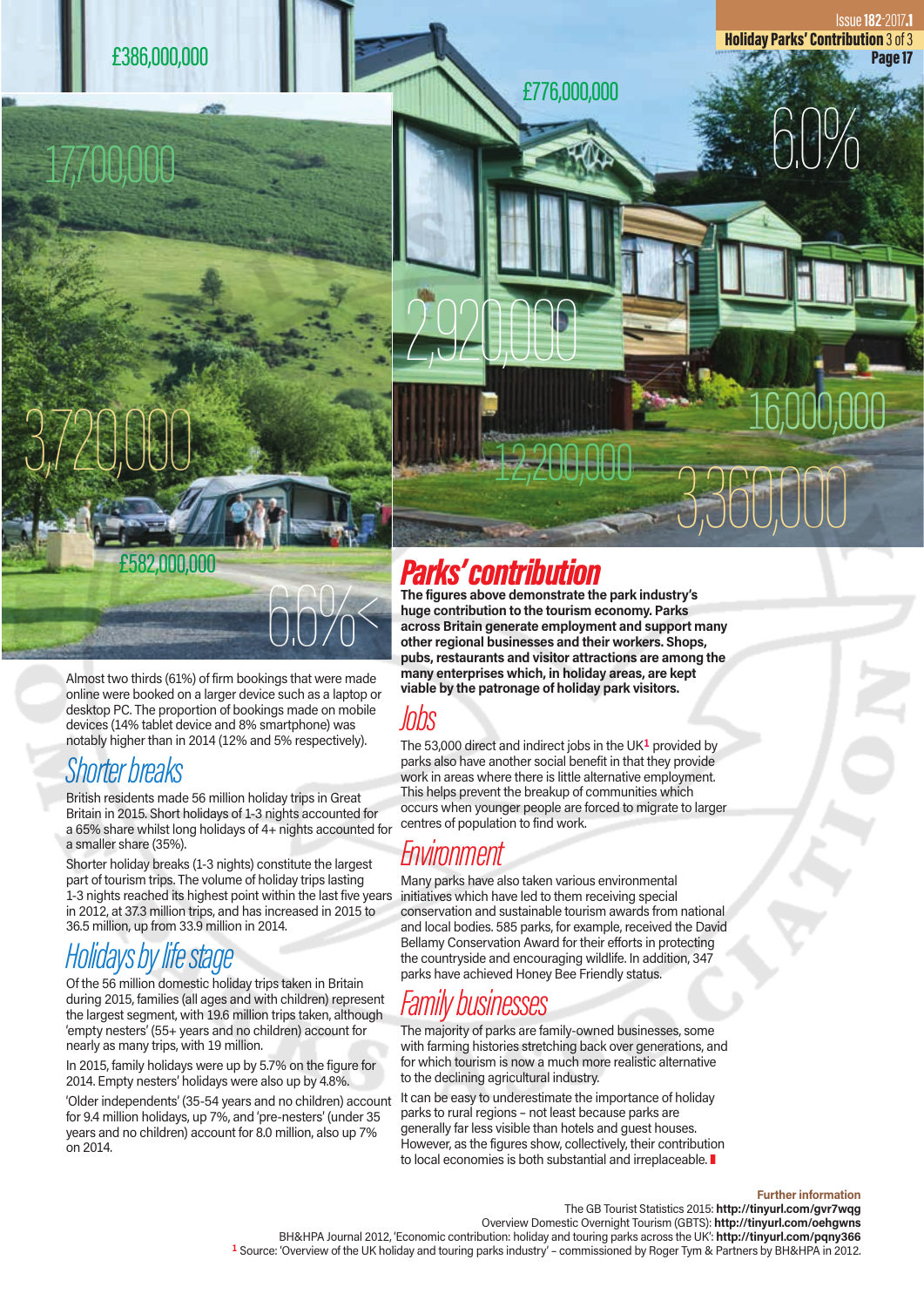£386,000,000

17,700,000

3,720,000

£582,000,000

6.6%<

£776,000,000

6.0%

2,920,000

16,000,000

12,200,000

3,360,000

Almost two thirds (61%) of firm bookings that were made online were booked on a larger device such as a laptop or desktop PC. The proportion of bookings made on mobile devices (14% tablet device and 8% smartphone) was notably higher than in 2014 (12% and 5% respectively).

## Shorter breaks

British residents made 56 million holiday trips in Great Britain in 2015. Short holidays of 1-3 nights accounted for a 65% share whilst long holidays of 4+ nights accounted for a smaller share (35%).

Shorter holiday breaks (1-3 nights) constitute the largest part of tourism trips. The volume of holiday trips lasting 1-3 nights reached its highest point within the last five years in 2012, at 37.3 million trips, and has increased in 2015 to 36.5 million, up from 33.9 million in 2014.

## Holidays by life stage

Of the 56 million domestic holiday trips taken in Britain during 2015, families (all ages and with children) represent the largest segment, with 19.6 million trips taken, although 'empty nesters' (55+ years and no children) account for nearly as many trips, with 19 million.

In 2015, family holidays were up by 5.7% on the figure for 2014. Empty nesters' holidays were also up by 4.8%.

'Older independents' (35-54 years and no children) account for 9.4 million holidays, up 7%, and 'pre-nesters' (under 35 years and no children) account for 8.0 million, also up 7% on 2014.

# Parks' contribution

**The figures above demonstrate the park industry's huge contribution to the tourism economy. Parks across Britain generate employment and support many other regional businesses and their workers. Shops, pubs, restaurants and visitor attractions are among the many enterprises which, in holiday areas, are kept viable by the patronage of holiday park visitors.**

## Jobs

The 53,000 direct and indirect jobs in the UK[1] provided by parks also have another social benefit in that they provide work in areas where there is little alternative employment. This helps prevent the breakup of communities which occurs when younger people are forced to migrate to larger centres of population to find work.

## Environment

Many parks have also taken various environmental initiatives which have led to them receiving special conservation and sustainable tourism awards from national and local bodies. 585 parks, for example, received the David Bellamy Conservation Award for their efforts in protecting the countryside and encouraging wildlife. In addition, 347 parks have achieved Honey Bee Friendly status.

## Family businesses

The majority of parks are family-owned businesses, some with farming histories stretching back over generations, and for which tourism is now a much more realistic alternative to the declining agricultural industry.

It can be easy to underestimate the importance of holiday parks to rural regions – not least because parks are generally far less visible than hotels and guest houses. However, as the figures show, collectively, their contribution to local economies is both substantial and irreplaceable.

**Further information**

The GB Tourist Statistics 2015: **http://tinyurl.com/gvr7wqg**

Overview Domestic Overnight Tourism (GBTS): **http://tinyurl.com/oehgwns**

BH&HPA Journal 2012, 'Economic contribution: holiday and touring parks across the UK': **http://tinyurl.com/pqny366**

[1] Source: 'Overview of the UK holiday and touring parks industry' – commissioned by Roger Tym & Partners by BH&HPA in 2012.